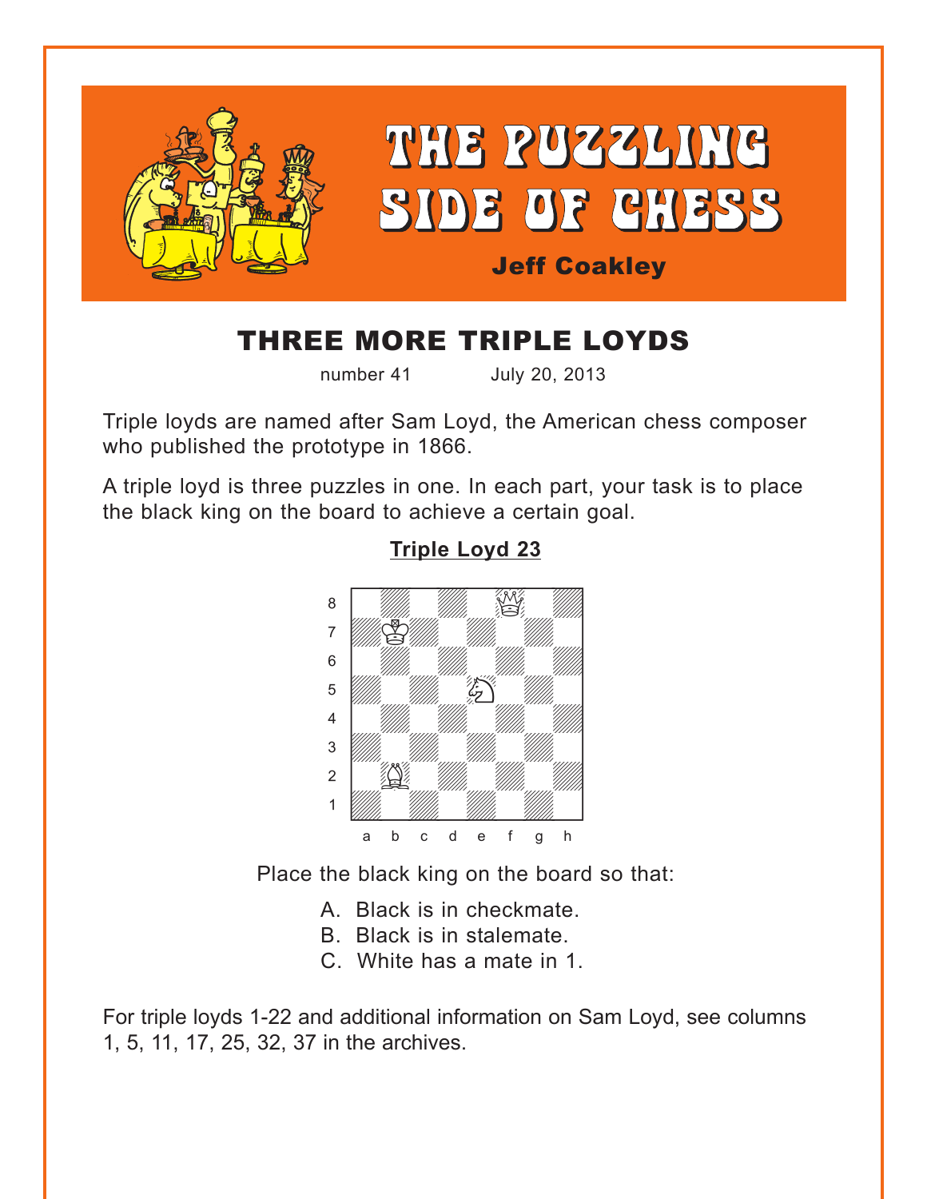# THE PUZZLING SIDE OF CHESS

**Jeff Coakley**

## THREE MORE TRIPLE LOYDS

number 41 July 20, 2013

Triple loyds are named after Sam Loyd, the American chess composer who published the prototype in 1866.

A triple loyd is three puzzles in one. In each part, your task is to place the black king on the board to achieve a certain goal.

### Triple Loyd 23

8
7
6
5
4
3
2
1
a b c d e f g h

Place the black king on the board so that:

A. Black is in checkmate.
B. Black is in stalemate.
C. White has a mate in 1.

For triple loyds 1-22 and additional information on Sam Loyd, see columns 1, 5, 11, 17, 25, 32, 37 in the archives.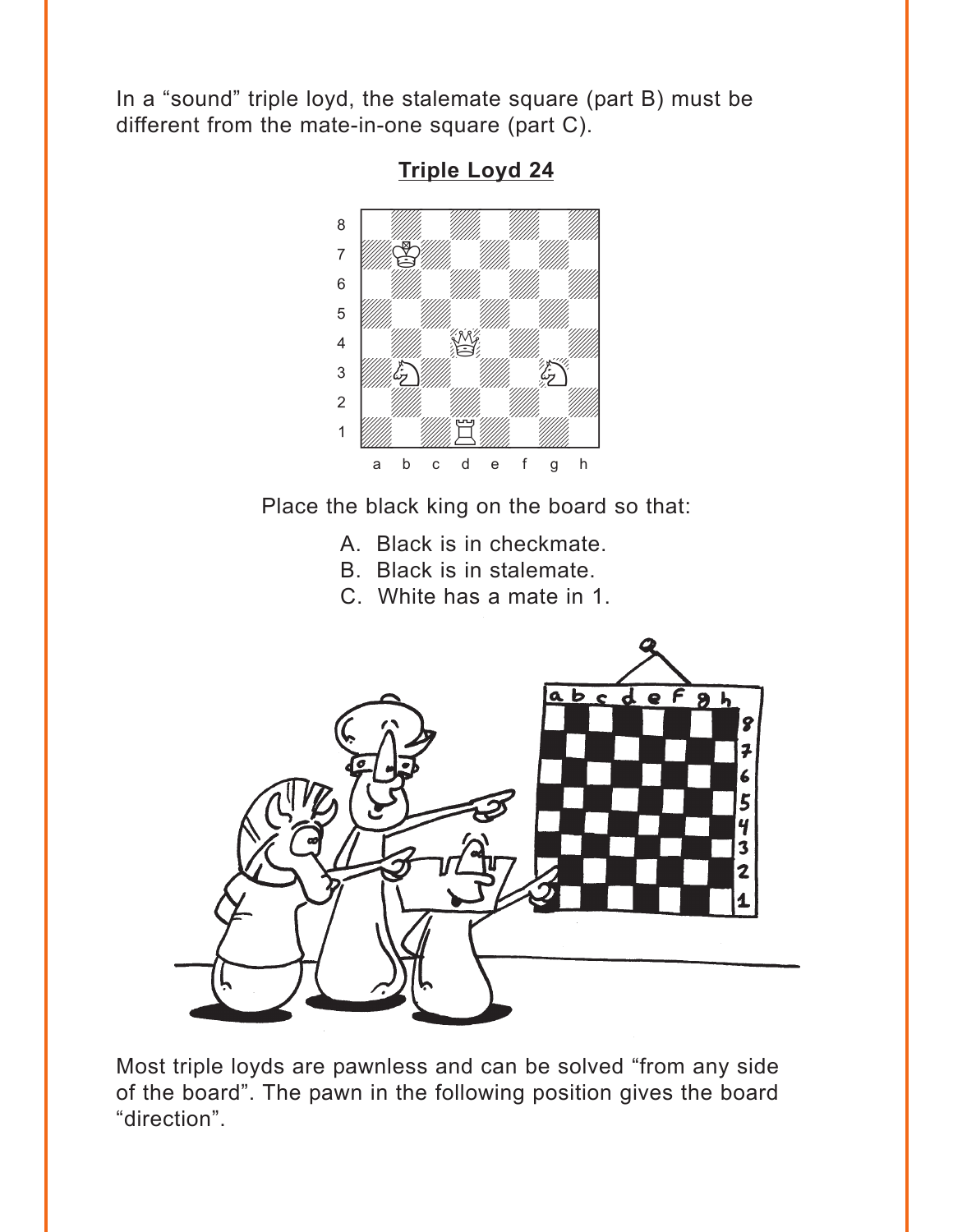In a “sound” triple loyd, the stalemate square (part B) must be different from the mate-in-one square (part C).

**Triple Loyd 24**

Place the black king on the board so that:

A. Black is in checkmate.
B. Black is in stalemate.
C. White has a mate in 1.

Most triple loyds are pawnless and can be solved “from any side of the board”. The pawn in the following position gives the board “direction”.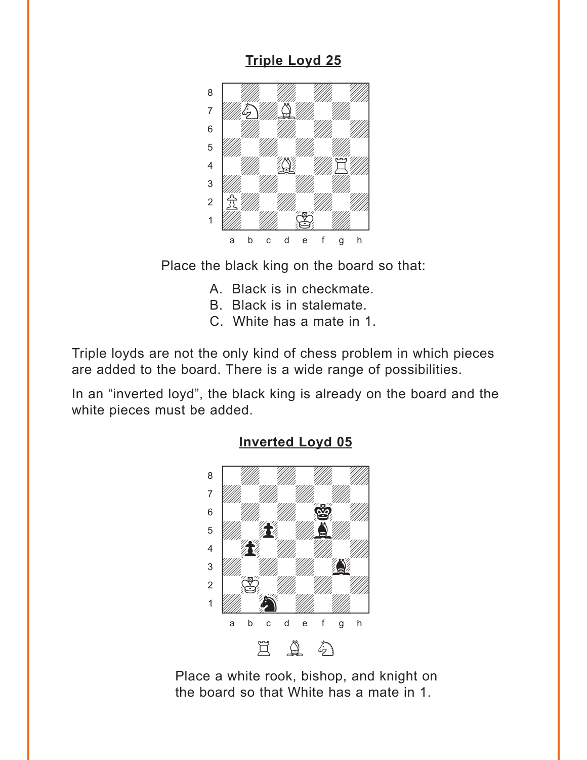## Triple Loyd 25

Place the black king on the board so that:

A. Black is in checkmate.
B. Black is in stalemate.
C. White has a mate in 1.

Triple loyds are not the only kind of chess problem in which pieces are added to the board. There is a wide range of possibilities.

In an "inverted loyd", the black king is already on the board and the white pieces must be added.

## Inverted Loyd 05

Place a white rook, bishop, and knight on the board so that White has a mate in 1.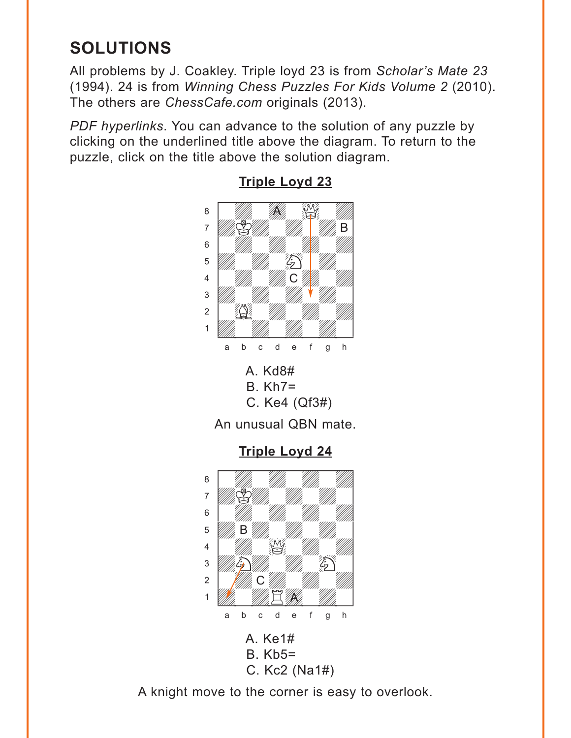## SOLUTIONS

All problems by J. Coakley. Triple loyd 23 is from *Scholar's Mate 23* (1994). 24 is from *Winning Chess Puzzles For Kids Volume 2* (2010). The others are *ChessCafe.com* originals (2013).

*PDF hyperlinks*. You can advance to the solution of any puzzle by clicking on the underlined title above the diagram. To return to the puzzle, click on the title above the solution diagram.

### Triple Loyd 23

A. Kd8#
B. Kh7=
C. Ke4 (Qf3#)

An unusual QBN mate.

### Triple Loyd 24

A. Ke1#
B. Kb5=
C. Kc2 (Na1#)

A knight move to the corner is easy to overlook.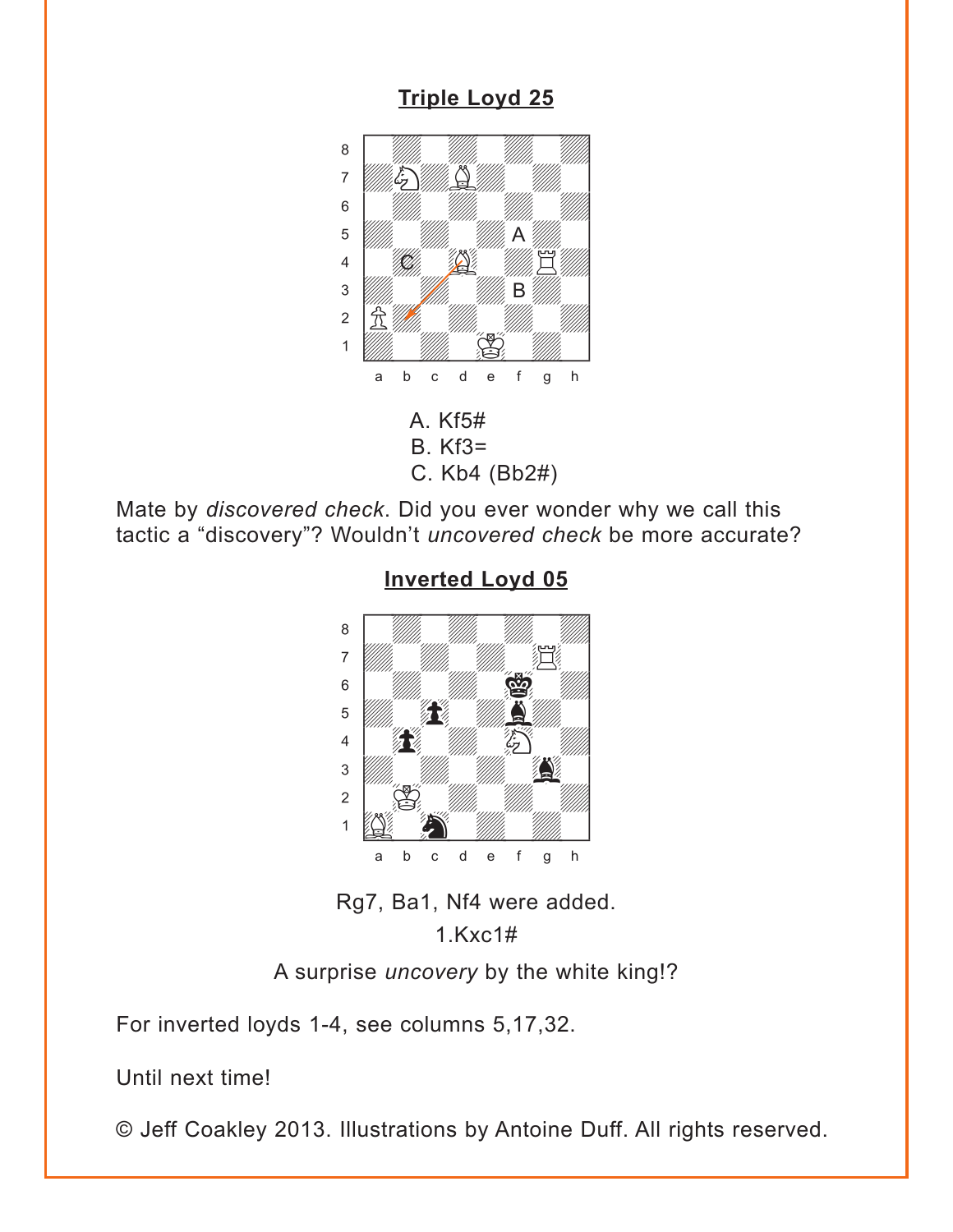**Triple Loyd 25**

A. Kf5#
B. Kf3=
C. Kb4 (Bb2#)

Mate by *discovered check*. Did you ever wonder why we call this tactic a "discovery"? Wouldn't *uncovered check* be more accurate?

**Inverted Loyd 05**

Rg7, Ba1, Nf4 were added.

1.Kxc1#

A surprise *uncovery* by the white king!?

For inverted loyds 1-4, see columns 5,17,32.

Until next time!

© Jeff Coakley 2013. Illustrations by Antoine Duff. All rights reserved.